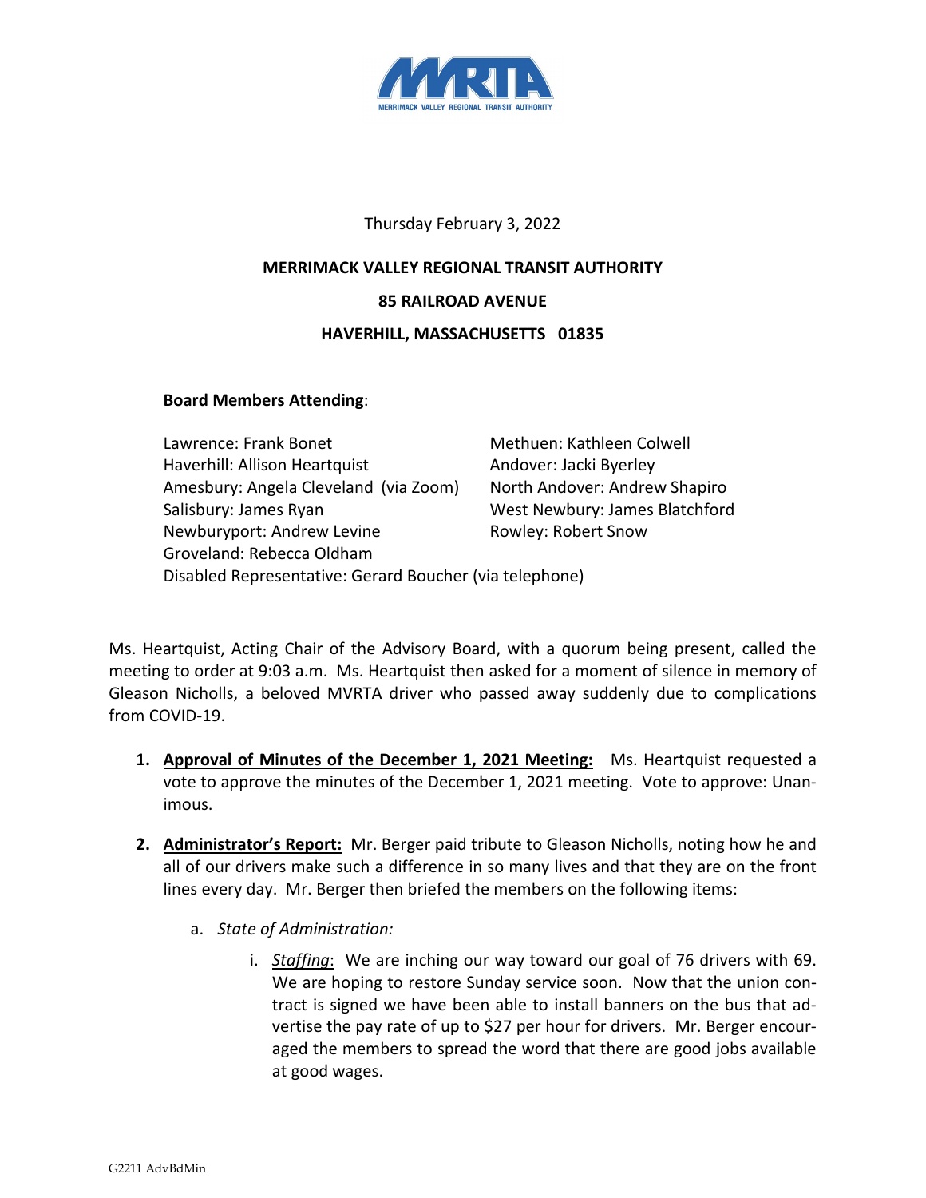Thursday February 3, 2022

**MERRIMACK VALLEY REGIONAL TRANSIT AUTHORITY**

**85 RAILROAD AVENUE**

**HAVERHILL, MASSACHUSETTS 01835**

**Board Members Attending**:

Lawrence: Frank Bonet
Haverhill: Allison Heartquist
Amesbury: Angela Cleveland (via Zoom)
Salisbury: James Ryan
Newburyport: Andrew Levine
Groveland: Rebecca Oldham
Methuen: Kathleen Colwell
Andover: Jacki Byerley
North Andover: Andrew Shapiro
West Newbury: James Blatchford
Rowley: Robert Snow
Disabled Representative: Gerard Boucher (via telephone)

Ms. Heartquist, Acting Chair of the Advisory Board, with a quorum being present, called the meeting to order at 9:03 a.m. Ms. Heartquist then asked for a moment of silence in memory of Gleason Nicholls, a beloved MVRTA driver who passed away suddenly due to complications from COVID-19.

1. **Approval of Minutes of the December 1, 2021 Meeting:** Ms. Heartquist requested a vote to approve the minutes of the December 1, 2021 meeting. Vote to approve: Unanimous.

2. **Administrator's Report:** Mr. Berger paid tribute to Gleason Nicholls, noting how he and all of our drivers make such a difference in so many lives and that they are on the front lines every day. Mr. Berger then briefed the members on the following items:

   a. *State of Administration:*

      i. *Staffing*: We are inching our way toward our goal of 76 drivers with 69. We are hoping to restore Sunday service soon. Now that the union contract is signed we have been able to install banners on the bus that advertise the pay rate of up to $27 per hour for drivers. Mr. Berger encouraged the members to spread the word that there are good jobs available at good wages.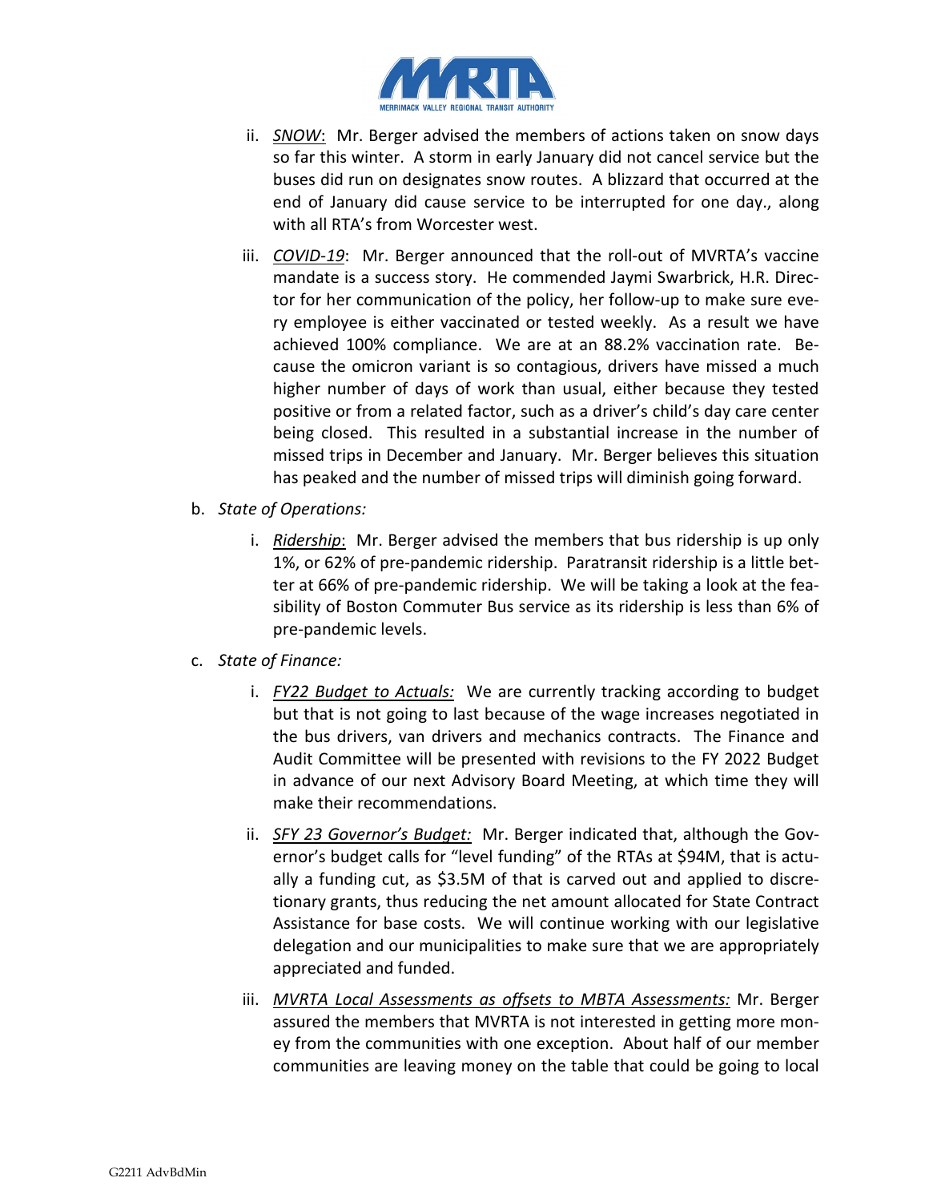ii. *SNOW*: Mr. Berger advised the members of actions taken on snow days so far this winter. A storm in early January did not cancel service but the buses did run on designates snow routes. A blizzard that occurred at the end of January did cause service to be interrupted for one day., along with all RTA's from Worcester west.

iii. *COVID-19*: Mr. Berger announced that the roll-out of MVRTA's vaccine mandate is a success story. He commended Jaymi Swarbrick, H.R. Director for her communication of the policy, her follow-up to make sure every employee is either vaccinated or tested weekly. As a result we have achieved 100% compliance. We are at an 88.2% vaccination rate. Because the omicron variant is so contagious, drivers have missed a much higher number of days of work than usual, either because they tested positive or from a related factor, such as a driver's child's day care center being closed. This resulted in a substantial increase in the number of missed trips in December and January. Mr. Berger believes this situation has peaked and the number of missed trips will diminish going forward.

b. *State of Operations:*

i. *Ridership*: Mr. Berger advised the members that bus ridership is up only 1%, or 62% of pre-pandemic ridership. Paratransit ridership is a little better at 66% of pre-pandemic ridership. We will be taking a look at the feasibility of Boston Commuter Bus service as its ridership is less than 6% of pre-pandemic levels.

c. *State of Finance:*

i. *FY22 Budget to Actuals:* We are currently tracking according to budget but that is not going to last because of the wage increases negotiated in the bus drivers, van drivers and mechanics contracts. The Finance and Audit Committee will be presented with revisions to the FY 2022 Budget in advance of our next Advisory Board Meeting, at which time they will make their recommendations.

ii. *SFY 23 Governor's Budget:* Mr. Berger indicated that, although the Governor's budget calls for "level funding" of the RTAs at $94M, that is actually a funding cut, as $3.5M of that is carved out and applied to discretionary grants, thus reducing the net amount allocated for State Contract Assistance for base costs. We will continue working with our legislative delegation and our municipalities to make sure that we are appropriately appreciated and funded.

iii. *MVRTA Local Assessments as offsets to MBTA Assessments:* Mr. Berger assured the members that MVRTA is not interested in getting more money from the communities with one exception. About half of our member communities are leaving money on the table that could be going to local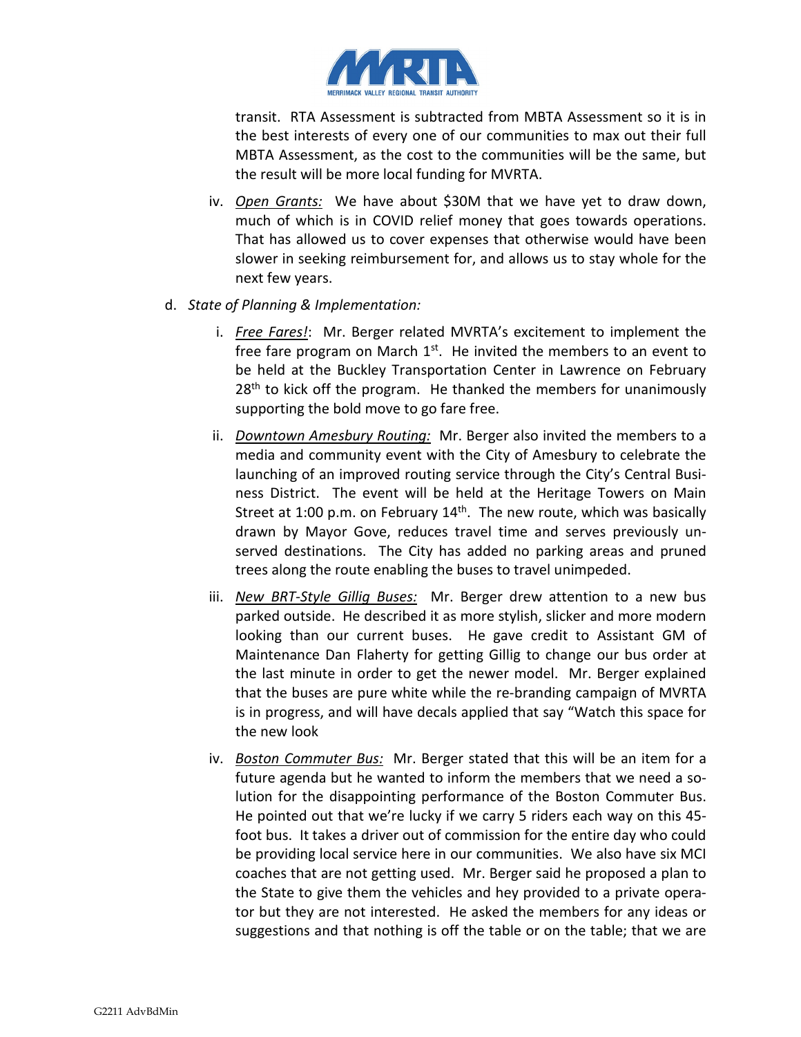transit. RTA Assessment is subtracted from MBTA Assessment so it is in the best interests of every one of our communities to max out their full MBTA Assessment, as the cost to the communities will be the same, but the result will be more local funding for MVRTA.

   iv. *Open Grants:* We have about \$30M that we have yet to draw down, much of which is in COVID relief money that goes towards operations. That has allowed us to cover expenses that otherwise would have been slower in seeking reimbursement for, and allows us to stay whole for the next few years.

d. *State of Planning & Implementation:*

   i. *Free Fares!*: Mr. Berger related MVRTA's excitement to implement the free fare program on March 1st. He invited the members to an event to be held at the Buckley Transportation Center in Lawrence on February 28th to kick off the program. He thanked the members for unanimously supporting the bold move to go fare free.

   ii. *Downtown Amesbury Routing:* Mr. Berger also invited the members to a media and community event with the City of Amesbury to celebrate the launching of an improved routing service through the City's Central Business District. The event will be held at the Heritage Towers on Main Street at 1:00 p.m. on February 14th. The new route, which was basically drawn by Mayor Gove, reduces travel time and serves previously unserved destinations. The City has added no parking areas and pruned trees along the route enabling the buses to travel unimpeded.

   iii. *New BRT-Style Gillig Buses:* Mr. Berger drew attention to a new bus parked outside. He described it as more stylish, slicker and more modern looking than our current buses. He gave credit to Assistant GM of Maintenance Dan Flaherty for getting Gillig to change our bus order at the last minute in order to get the newer model. Mr. Berger explained that the buses are pure white while the re-branding campaign of MVRTA is in progress, and will have decals applied that say "Watch this space for the new look

   iv. *Boston Commuter Bus:* Mr. Berger stated that this will be an item for a future agenda but he wanted to inform the members that we need a solution for the disappointing performance of the Boston Commuter Bus. He pointed out that we're lucky if we carry 5 riders each way on this 45-foot bus. It takes a driver out of commission for the entire day who could be providing local service here in our communities. We also have six MCI coaches that are not getting used. Mr. Berger said he proposed a plan to the State to give them the vehicles and hey provided to a private operator but they are not interested. He asked the members for any ideas or suggestions and that nothing is off the table or on the table; that we are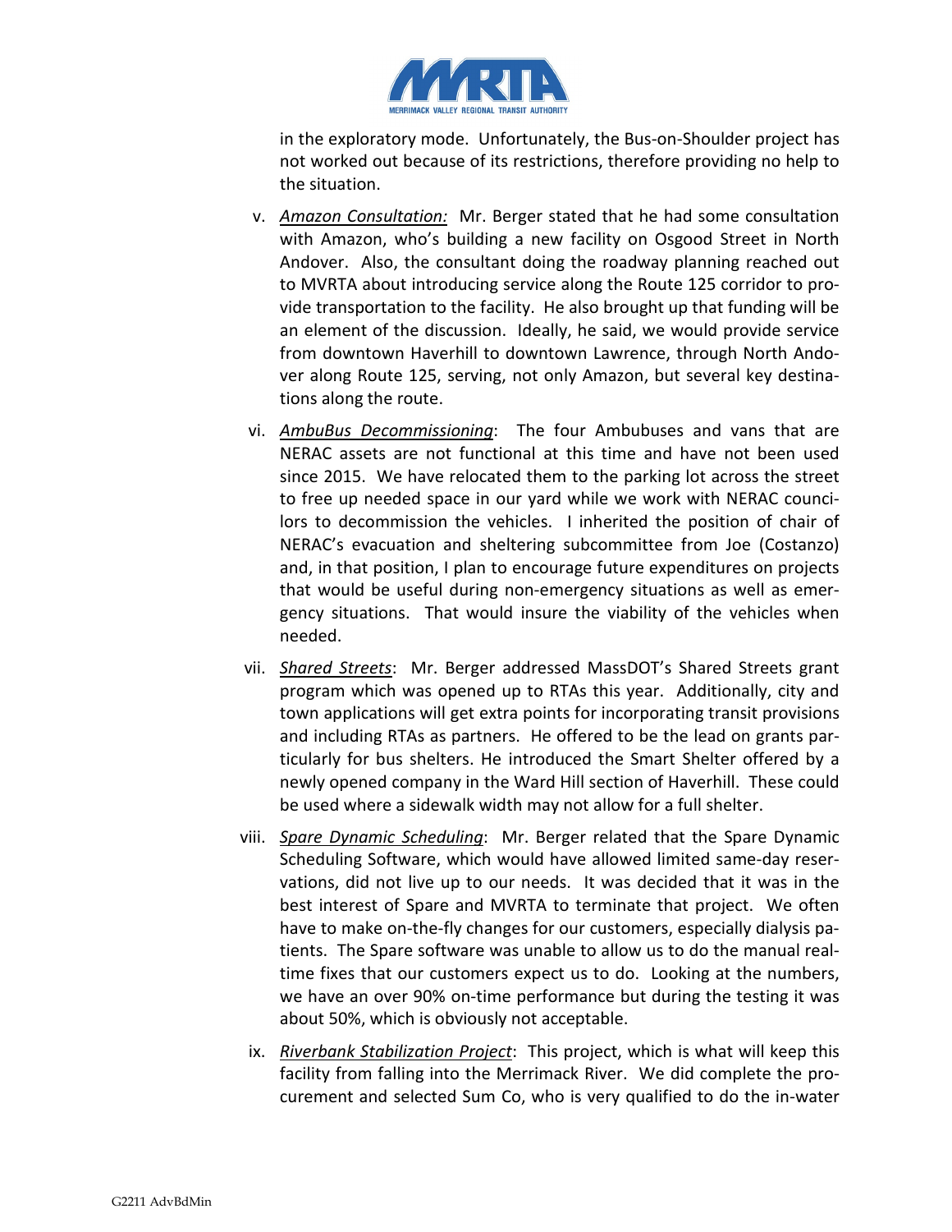in the exploratory mode. Unfortunately, the Bus-on-Shoulder project has not worked out because of its restrictions, therefore providing no help to the situation.

v. *Amazon Consultation:* Mr. Berger stated that he had some consultation with Amazon, who's building a new facility on Osgood Street in North Andover. Also, the consultant doing the roadway planning reached out to MVRTA about introducing service along the Route 125 corridor to provide transportation to the facility. He also brought up that funding will be an element of the discussion. Ideally, he said, we would provide service from downtown Haverhill to downtown Lawrence, through North Andover along Route 125, serving, not only Amazon, but several key destinations along the route.

vi. *AmbuBus Decommissioning*: The four Ambubuses and vans that are NERAC assets are not functional at this time and have not been used since 2015. We have relocated them to the parking lot across the street to free up needed space in our yard while we work with NERAC councilors to decommission the vehicles. I inherited the position of chair of NERAC's evacuation and sheltering subcommittee from Joe (Costanzo) and, in that position, I plan to encourage future expenditures on projects that would be useful during non-emergency situations as well as emergency situations. That would insure the viability of the vehicles when needed.

vii. *Shared Streets*: Mr. Berger addressed MassDOT's Shared Streets grant program which was opened up to RTAs this year. Additionally, city and town applications will get extra points for incorporating transit provisions and including RTAs as partners. He offered to be the lead on grants particularly for bus shelters. He introduced the Smart Shelter offered by a newly opened company in the Ward Hill section of Haverhill. These could be used where a sidewalk width may not allow for a full shelter.

viii. *Spare Dynamic Scheduling*: Mr. Berger related that the Spare Dynamic Scheduling Software, which would have allowed limited same-day reservations, did not live up to our needs. It was decided that it was in the best interest of Spare and MVRTA to terminate that project. We often have to make on-the-fly changes for our customers, especially dialysis patients. The Spare software was unable to allow us to do the manual real-time fixes that our customers expect us to do. Looking at the numbers, we have an over 90% on-time performance but during the testing it was about 50%, which is obviously not acceptable.

ix. *Riverbank Stabilization Project*: This project, which is what will keep this facility from falling into the Merrimack River. We did complete the procurement and selected Sum Co, who is very qualified to do the in-water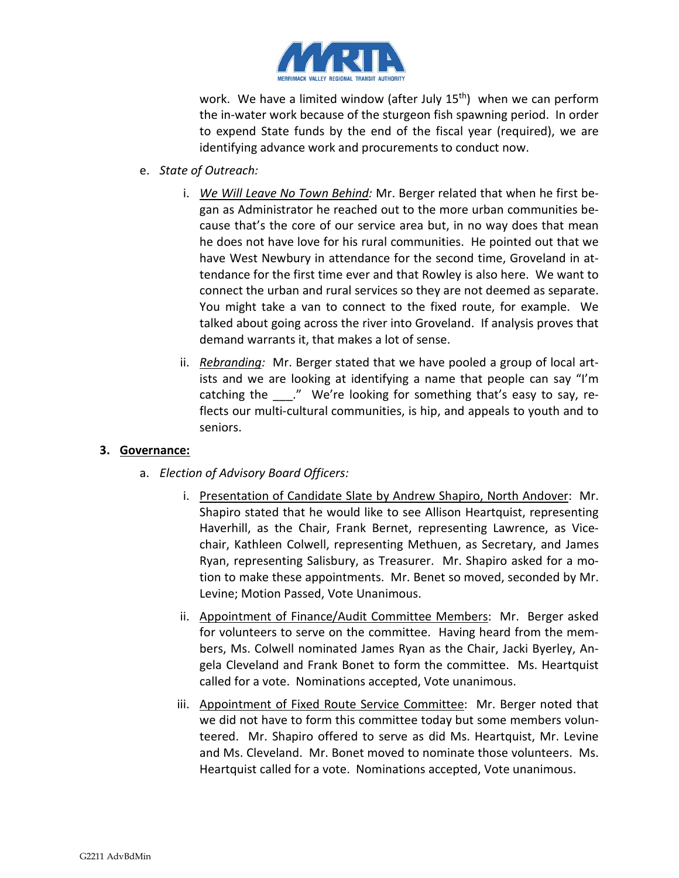work. We have a limited window (after July 15th) when we can perform the in-water work because of the sturgeon fish spawning period. In order to expend State funds by the end of the fiscal year (required), we are identifying advance work and procurements to conduct now.

e. *State of Outreach:*

   i. *We Will Leave No Town Behind:* Mr. Berger related that when he first began as Administrator he reached out to the more urban communities because that's the core of our service area but, in no way does that mean he does not have love for his rural communities. He pointed out that we have West Newbury in attendance for the second time, Groveland in attendance for the first time ever and that Rowley is also here. We want to connect the urban and rural services so they are not deemed as separate. You might take a van to connect to the fixed route, for example. We talked about going across the river into Groveland. If analysis proves that demand warrants it, that makes a lot of sense.

   ii. *Rebranding:* Mr. Berger stated that we have pooled a group of local artists and we are looking at identifying a name that people can say "I'm catching the ___." We're looking for something that's easy to say, reflects our multi-cultural communities, is hip, and appeals to youth and to seniors.

**3. Governance:**

a. *Election of Advisory Board Officers:*

   i. Presentation of Candidate Slate by Andrew Shapiro, North Andover: Mr. Shapiro stated that he would like to see Allison Heartquist, representing Haverhill, as the Chair, Frank Bernet, representing Lawrence, as Vice-chair, Kathleen Colwell, representing Methuen, as Secretary, and James Ryan, representing Salisbury, as Treasurer. Mr. Shapiro asked for a motion to make these appointments. Mr. Benet so moved, seconded by Mr. Levine; Motion Passed, Vote Unanimous.

   ii. Appointment of Finance/Audit Committee Members: Mr. Berger asked for volunteers to serve on the committee. Having heard from the members, Ms. Colwell nominated James Ryan as the Chair, Jacki Byerley, Angela Cleveland and Frank Bonet to form the committee. Ms. Heartquist called for a vote. Nominations accepted, Vote unanimous.

   iii. Appointment of Fixed Route Service Committee: Mr. Berger noted that we did not have to form this committee today but some members volunteered. Mr. Shapiro offered to serve as did Ms. Heartquist, Mr. Levine and Ms. Cleveland. Mr. Bonet moved to nominate those volunteers. Ms. Heartquist called for a vote. Nominations accepted, Vote unanimous.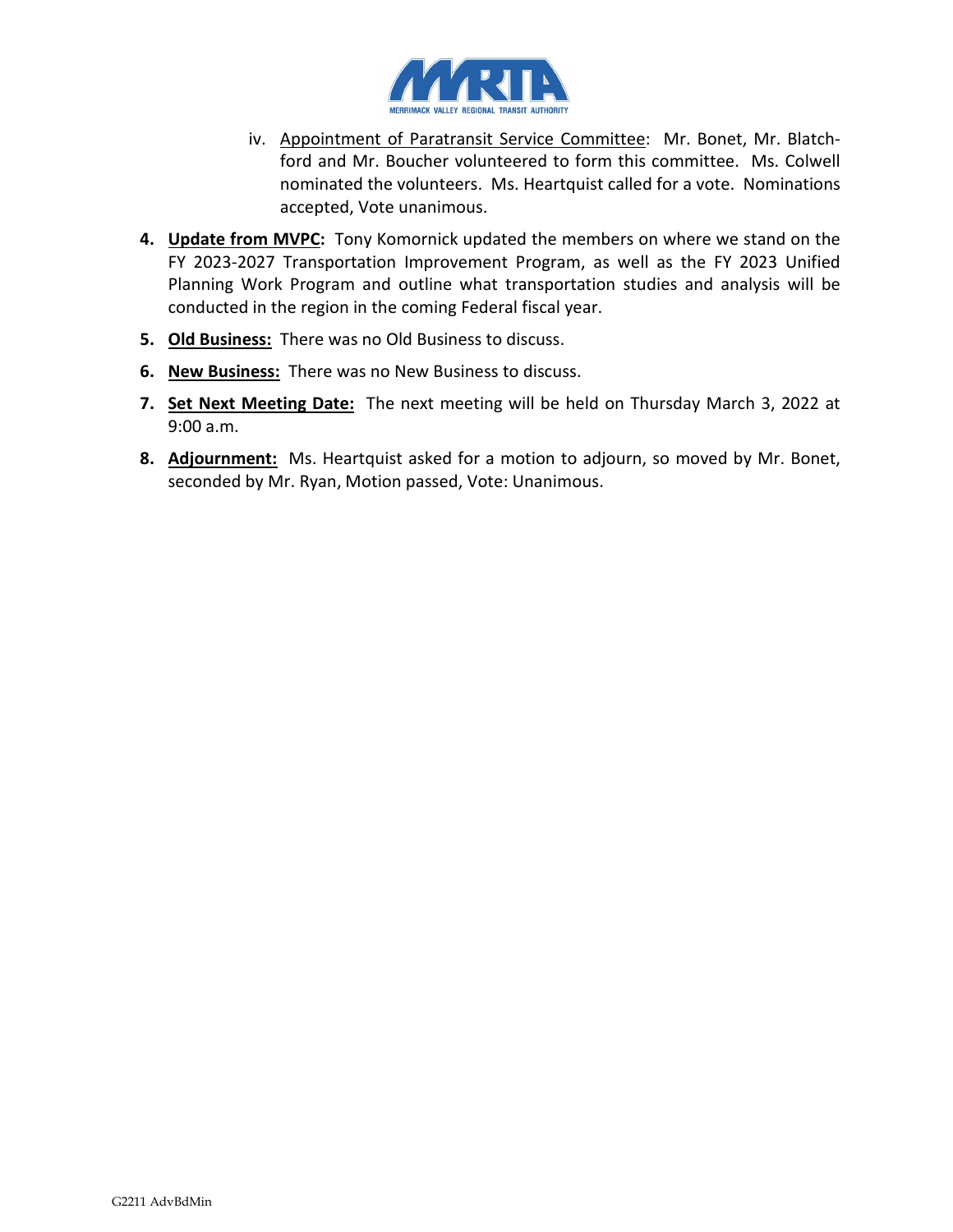iv. Appointment of Paratransit Service Committee: Mr. Bonet, Mr. Blatchford and Mr. Boucher volunteered to form this committee. Ms. Colwell nominated the volunteers. Ms. Heartquist called for a vote. Nominations accepted, Vote unanimous.

4. **Update from MVPC:** Tony Komornick updated the members on where we stand on the FY 2023-2027 Transportation Improvement Program, as well as the FY 2023 Unified Planning Work Program and outline what transportation studies and analysis will be conducted in the region in the coming Federal fiscal year.

5. **Old Business:** There was no Old Business to discuss.

6. **New Business:** There was no New Business to discuss.

7. **Set Next Meeting Date:** The next meeting will be held on Thursday March 3, 2022 at 9:00 a.m.

8. **Adjournment:** Ms. Heartquist asked for a motion to adjourn, so moved by Mr. Bonet, seconded by Mr. Ryan, Motion passed, Vote: Unanimous.